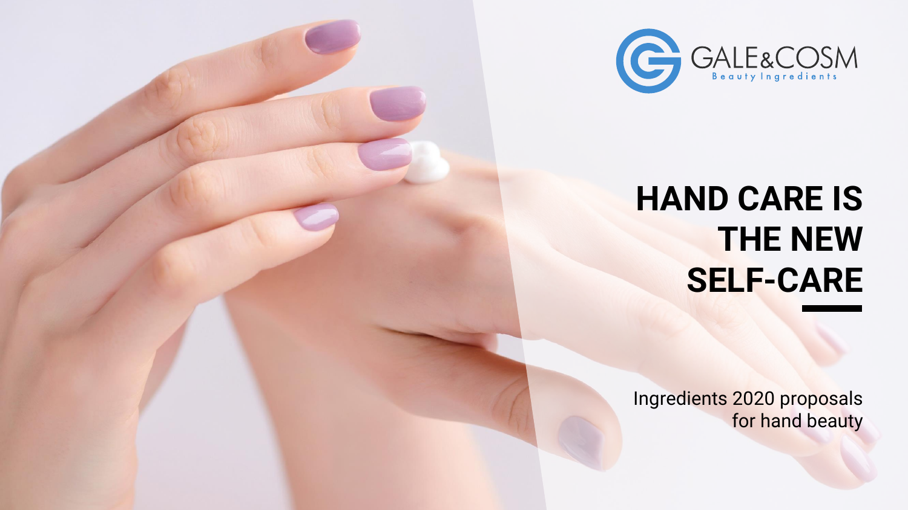GALE&COSM
Beauty Ingredients

# HAND CARE IS THE NEW SELF-CARE

Ingredients 2020 proposals for hand beauty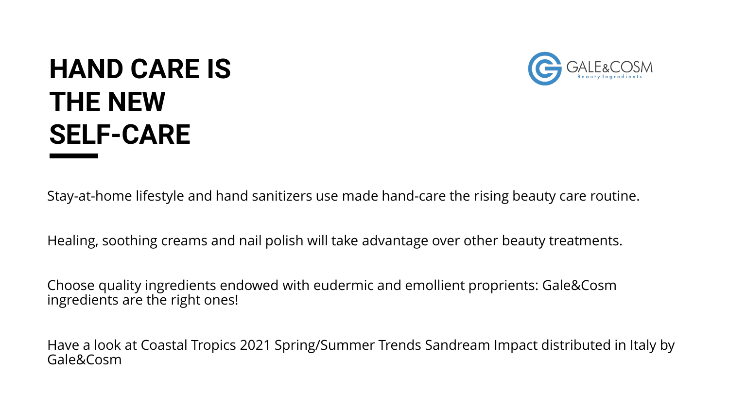# HAND CARE IS THE NEW SELF-CARE

GALE&COSM
Beauty Ingredients

Stay-at-home lifestyle and hand sanitizers use made hand-care the rising beauty care routine.

Healing, soothing creams and nail polish will take advantage over other beauty treatments.

Choose quality ingredients endowed with eudermic and emollient proprients: Gale&Cosm ingredients are the right ones!

Have a look at Coastal Tropics 2021 Spring/Summer Trends Sandream Impact distributed in Italy by Gale&Cosm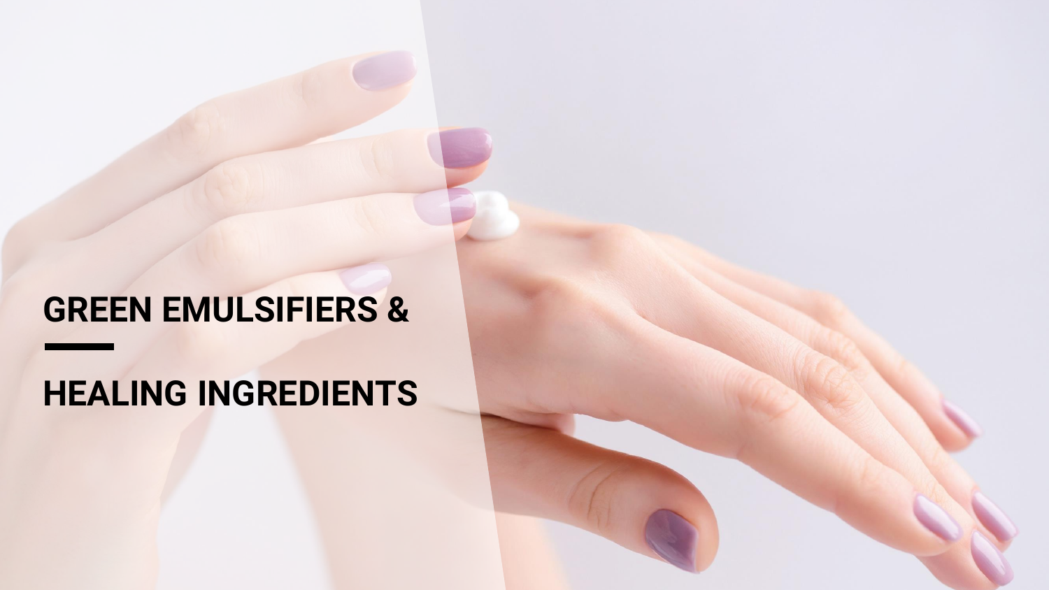# GREEN EMULSIFIERS &

# HEALING INGREDIENTS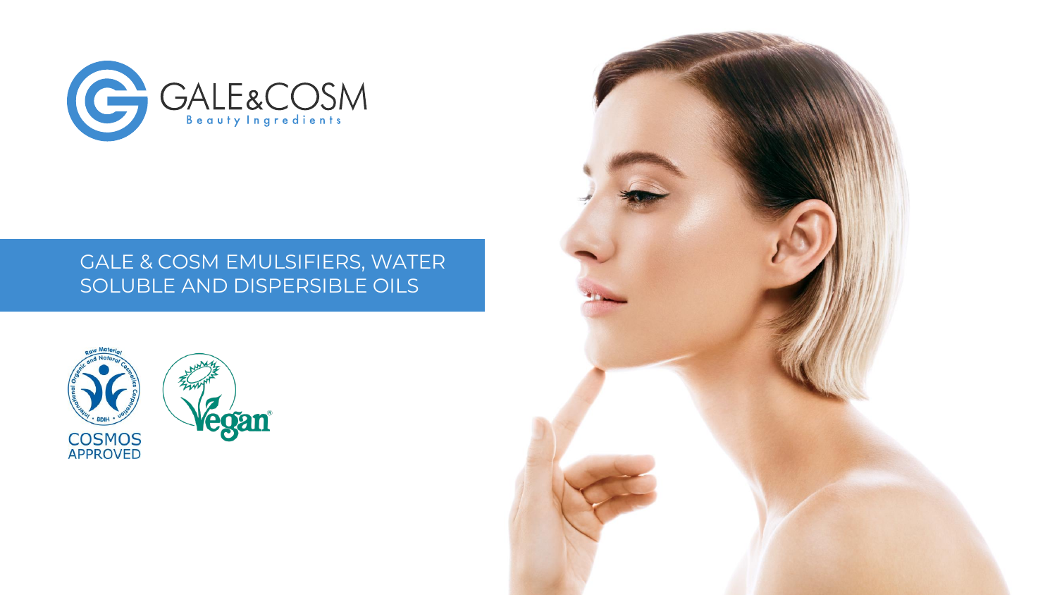GALE&COSM
Beauty Ingredients

# GALE & COSM EMULSIFIERS, WATER SOLUBLE AND DISPERSIBLE OILS

COSMOS APPROVED

Vegan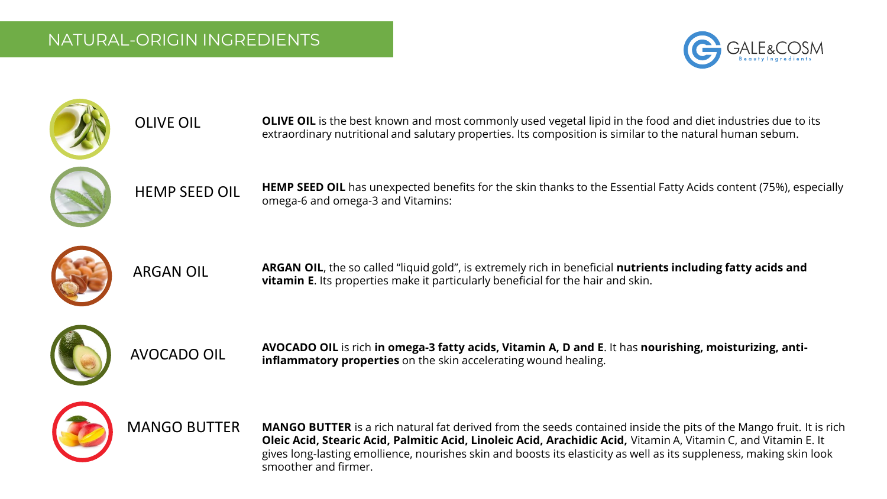## NATURAL-ORIGIN INGREDIENTS

GALE&COSM Beauty Ingredients

### OLIVE OIL

**OLIVE OIL** is the best known and most commonly used vegetal lipid in the food and diet industries due to its extraordinary nutritional and salutary properties. Its composition is similar to the natural human sebum.

### HEMP SEED OIL

**HEMP SEED OIL** has unexpected benefits for the skin thanks to the Essential Fatty Acids content (75%), especially omega-6 and omega-3 and Vitamins:

### ARGAN OIL

**ARGAN OIL**, the so called “liquid gold”, is extremely rich in beneficial **nutrients including fatty acids and vitamin E**. Its properties make it particularly beneficial for the hair and skin.

### AVOCADO OIL

**AVOCADO OIL** is rich **in omega-3 fatty acids, Vitamin A, D and E**. It has **nourishing, moisturizing, anti-inflammatory properties** on the skin accelerating wound healing.

### MANGO BUTTER

**MANGO BUTTER** is a rich natural fat derived from the seeds contained inside the pits of the Mango fruit. It is rich **Oleic Acid, Stearic Acid, Palmitic Acid, Linoleic Acid, Arachidic Acid,** Vitamin A, Vitamin C, and Vitamin E. It gives long-lasting emollience, nourishes skin and boosts its elasticity as well as its suppleness, making skin look smoother and firmer.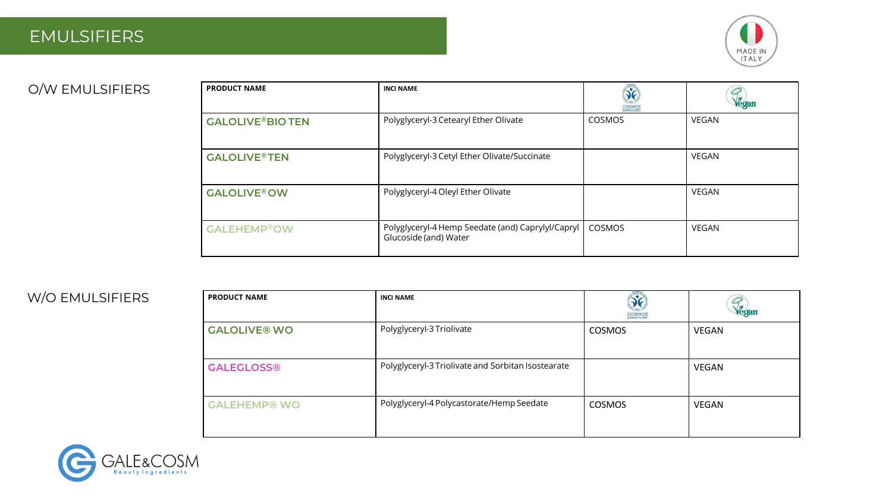# EMULSIFIERS

MADE IN ITALY

## O/W EMULSIFIERS

| PRODUCT NAME | INCI NAME | COSMOS APPROVED | Vegan |
|---|---|---|---|
| GALOLIVE®BIO TEN | Polyglyceryl-3 Cetearyl Ether Olivate | COSMOS | VEGAN |
| GALOLIVE®TEN | Polyglyceryl-3 Cetyl Ether Olivate/Succinate | | VEGAN |
| GALOLIVE®OW | Polyglyceryl-4 Oleyl Ether Olivate | | VEGAN |
| GALEHEMP®OW | Polyglyceryl-4 Hemp Seedate (and) Caprylyl/Capryl Glucoside (and) Water | COSMOS | VEGAN |

## W/O EMULSIFIERS

| PRODUCT NAME | INCI NAME | COSMOS APPROVED | Vegan |
|---|---|---|---|
| GALOLIVE® WO | Polyglyceryl-3 Triolivate | COSMOS | VEGAN |
| GALEGLOSS® | Polyglyceryl-3 Triolivate and Sorbitan Isostearate | | VEGAN |
| GALEHEMP® WO | Polyglyceryl-4 Polycastorate/Hemp Seedate | COSMOS | VEGAN |

GALE&COSM Beauty Ingredients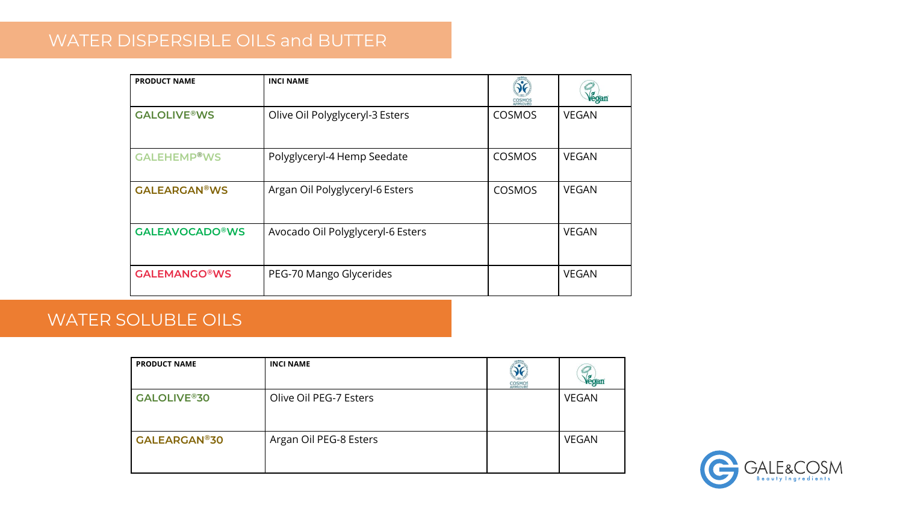## WATER DISPERSIBLE OILS and BUTTER

| PRODUCT NAME | INCI NAME | COSMOS APPROVED | Vegan |
|---|---|---|---|
| **GALOLIVE®WS** | Olive Oil Polyglyceryl-3 Esters | COSMOS | VEGAN |
| **GALEHEMP®WS** | Polyglyceryl-4 Hemp Seedate | COSMOS | VEGAN |
| **GALEARGAN®WS** | Argan Oil Polyglyceryl-6 Esters | COSMOS | VEGAN |
| **GALEAVOCADO®WS** | Avocado Oil Polyglyceryl-6 Esters | | VEGAN |
| **GALEMANGO®WS** | PEG-70 Mango Glycerides | | VEGAN |

## WATER SOLUBLE OILS

| PRODUCT NAME | INCI NAME | COSMOS APPROVED | Vegan |
|---|---|---|---|
| **GALOLIVE®30** | Olive Oil PEG-7 Esters | | VEGAN |
| **GALEARGAN®30** | Argan Oil PEG-8 Esters | | VEGAN |

GALE&COSM Beauty Ingredients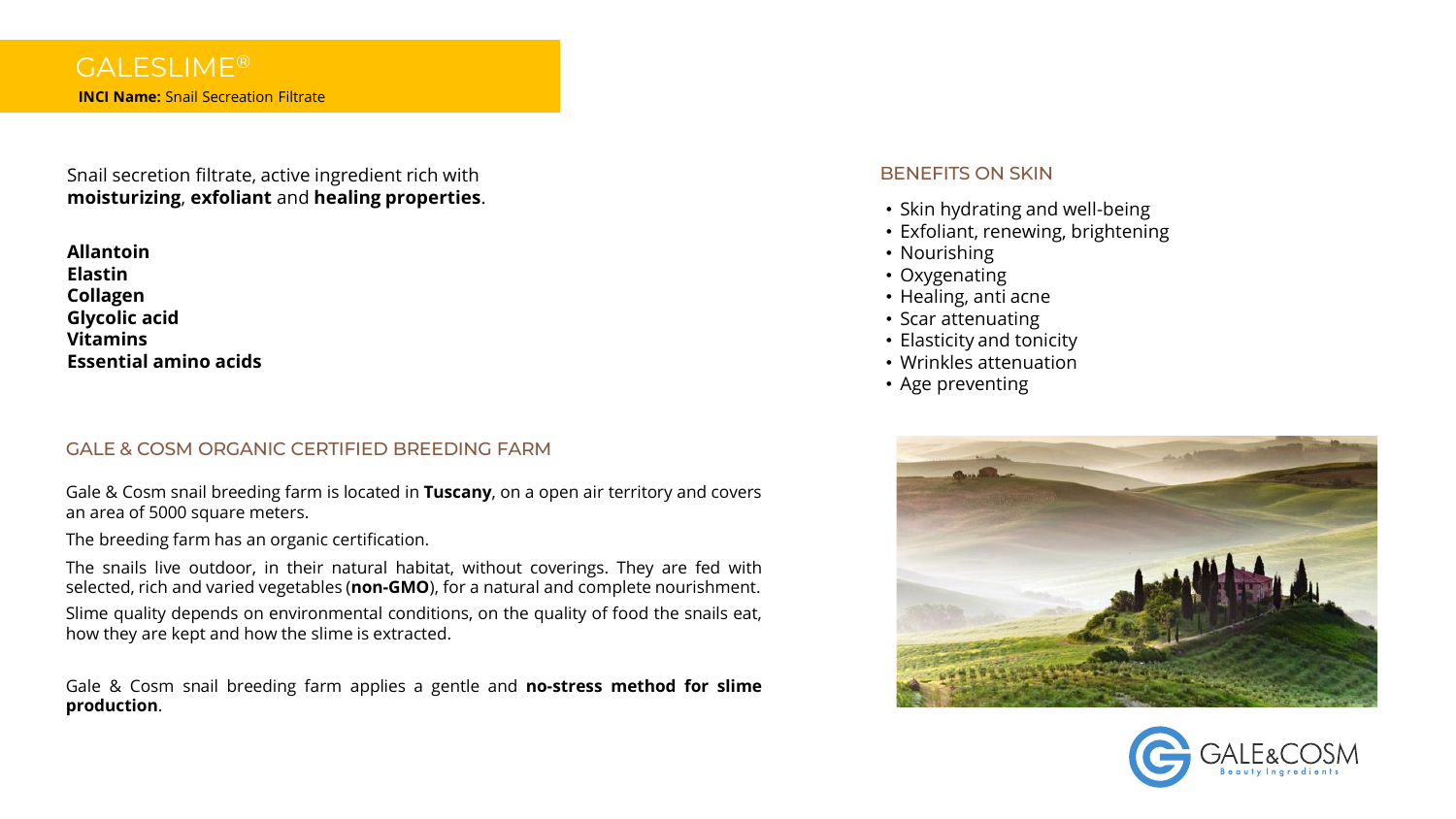# GALESLIME®

**INCI Name:** Snail Secreation Filtrate

Snail secretion filtrate, active ingredient rich with **moisturizing**, **exfoliant** and **healing properties**.

**Allantoin**
**Elastin**
**Collagen**
**Glycolic acid**
**Vitamins**
**Essential amino acids**

## BENEFITS ON SKIN

- Skin hydrating and well-being
- Exfoliant, renewing, brightening
- Nourishing
- Oxygenating
- Healing, anti acne
- Scar attenuating
- Elasticity and tonicity
- Wrinkles attenuation
- Age preventing

## GALE & COSM ORGANIC CERTIFIED BREEDING FARM

Gale & Cosm snail breeding farm is located in **Tuscany**, on a open air territory and covers an area of 5000 square meters.

The breeding farm has an organic certification.

The snails live outdoor, in their natural habitat, without coverings. They are fed with selected, rich and varied vegetables (**non-GMO**), for a natural and complete nourishment.

Slime quality depends on environmental conditions, on the quality of food the snails eat, how they are kept and how the slime is extracted.

Gale & Cosm snail breeding farm applies a gentle and **no-stress method for slime production**.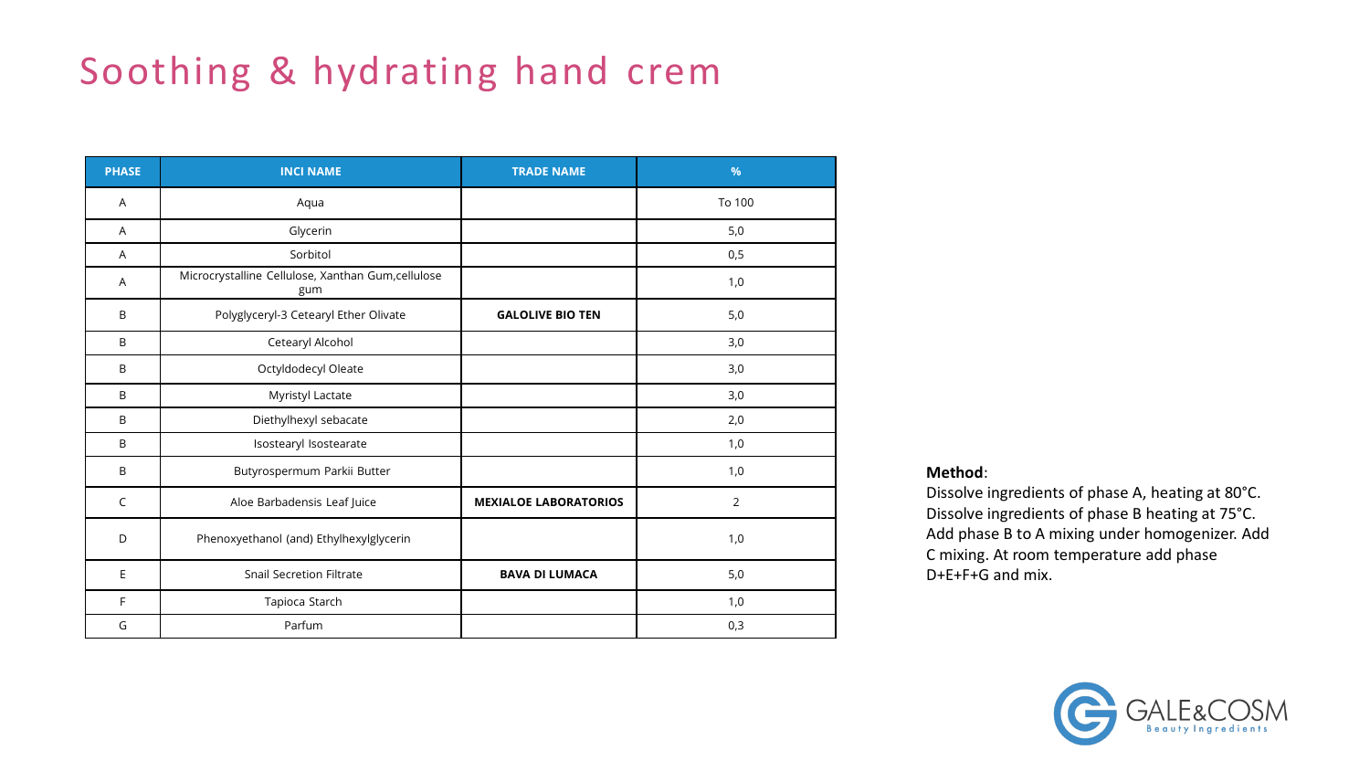# Soothing & hydrating hand crem

| PHASE | INCI NAME | TRADE NAME | % |
|---|---|---|---|
| A | Aqua | | To 100 |
| A | Glycerin | | 5,0 |
| A | Sorbitol | | 0,5 |
| A | Microcrystalline Cellulose, Xanthan Gum,cellulose gum | | 1,0 |
| B | Polyglyceryl-3 Cetearyl Ether Olivate | **GALOLIVE BIO TEN** | 5,0 |
| B | Cetearyl Alcohol | | 3,0 |
| B | Octyldodecyl Oleate | | 3,0 |
| B | Myristyl Lactate | | 3,0 |
| B | Diethylhexyl sebacate | | 2,0 |
| B | Isostearyl Isostearate | | 1,0 |
| B | Butyrospermum Parkii Butter | | 1,0 |
| C | Aloe Barbadensis Leaf Juice | **MEXIALOE LABORATORIOS** | 2 |
| D | Phenoxyethanol (and) Ethylhexylglycerin | | 1,0 |
| E | Snail Secretion Filtrate | **BAVA DI LUMACA** | 5,0 |
| F | Tapioca Starch | | 1,0 |
| G | Parfum | | 0,3 |

**Method**:
Dissolve ingredients of phase A, heating at 80°C. Dissolve ingredients of phase B heating at 75°C. Add phase B to A mixing under homogenizer. Add C mixing. At room temperature add phase D+E+F+G and mix.

GALE&COSM Beauty Ingredients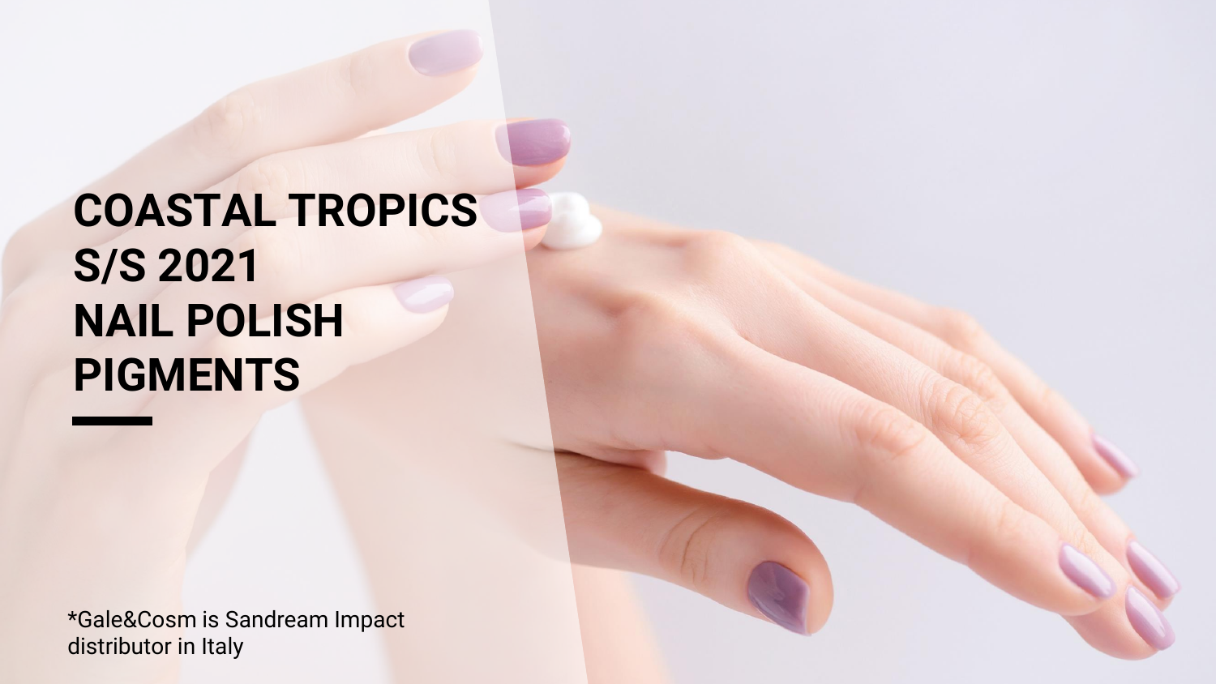# COASTAL TROPICS S/S 2021 NAIL POLISH PIGMENTS

*Gale&Cosm is Sandream Impact distributor in Italy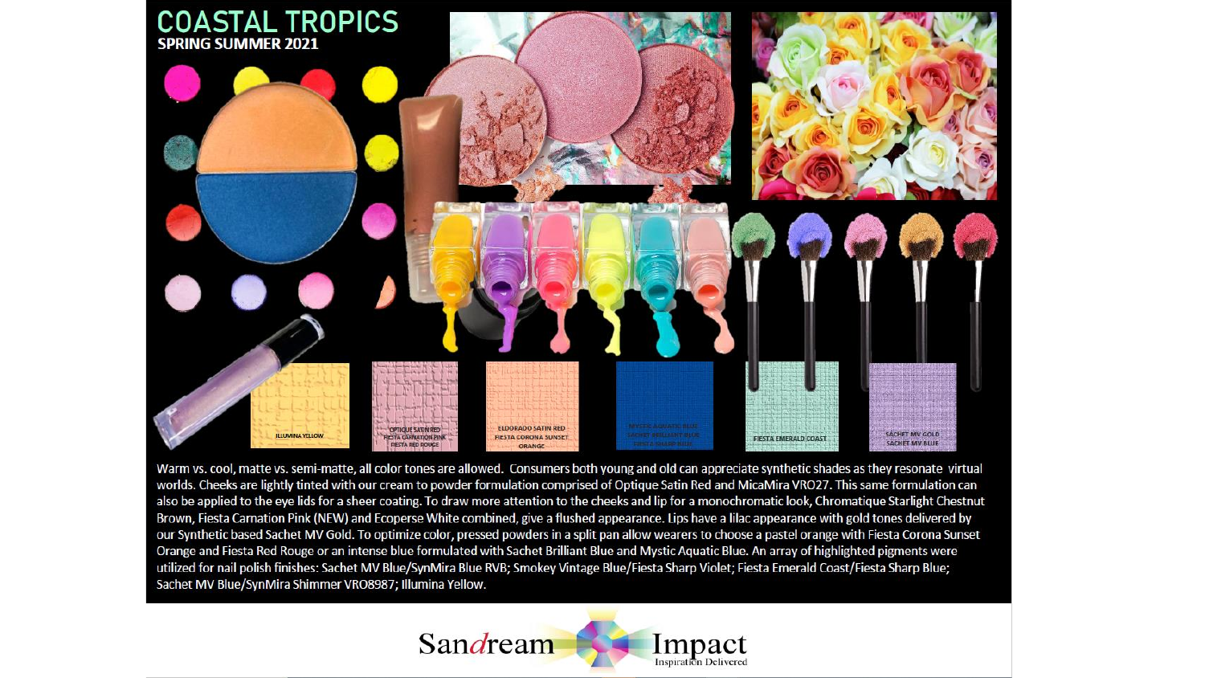# COASTAL TROPICS

## SPRING SUMMER 2021

ILLUMINA YELLOW

OPTIQUE SATIN RED
FIESTA CARNATION PINK
FIESTA RED ROUGE

ELDORADO SATIN RED
FIESTA CORONA SUNSET
ORANGE

MYSTIC AQUATIC BLUE
SACHET BRILLIANT BLUE
FIESTA SHARP BLUE

FIESTA EMERALD COAST

SACHET MV GOLD
SACHET MV BLUE

Warm vs. cool, matte vs. semi-matte, all color tones are allowed. Consumers both young and old can appreciate synthetic shades as they resonate virtual worlds. Cheeks are lightly tinted with our cream to powder formulation comprised of Optique Satin Red and MicaMira VRO27. This same formulation can also be applied to the eye lids for a sheer coating. To draw more attention to the cheeks and lip for a monochromatic look, Chromatique Starlight Chestnut Brown, Fiesta Carnation Pink (NEW) and Ecoperse White combined, give a flushed appearance. Lips have a lilac appearance with gold tones delivered by our Synthetic based Sachet MV Gold. To optimize color, pressed powders in a split pan allow wearers to choose a pastel orange with Fiesta Corona Sunset Orange and Fiesta Red Rouge or an intense blue formulated with Sachet Brilliant Blue and Mystic Aquatic Blue. An array of highlighted pigments were utilized for nail polish finishes: Sachet MV Blue/SynMira Blue RVB; Smokey Vintage Blue/Fiesta Sharp Violet; Fiesta Emerald Coast/Fiesta Sharp Blue; Sachet MV Blue/SynMira Shimmer VRO8987; Illumina Yellow.

Sandream Impact
Inspiration Delivered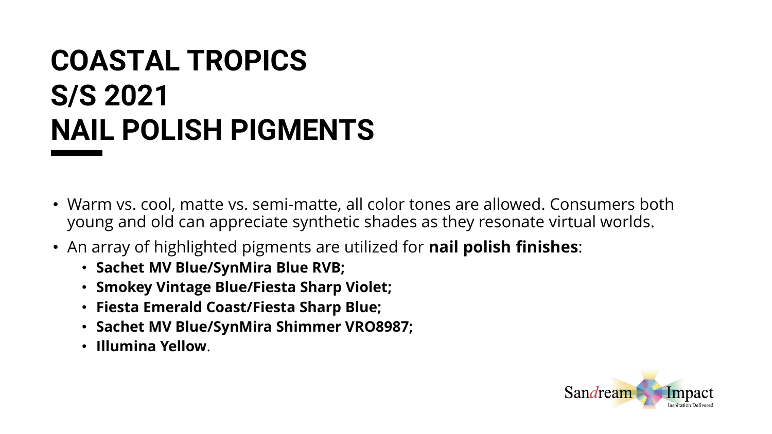# COASTAL TROPICS
# S/S 2021
# NAIL POLISH PIGMENTS

- Warm vs. cool, matte vs. semi-matte, all color tones are allowed. Consumers both young and old can appreciate synthetic shades as they resonate virtual worlds.
- An array of highlighted pigments are utilized for **nail polish finishes**:
  - **Sachet MV Blue/SynMira Blue RVB;**
  - **Smokey Vintage Blue/Fiesta Sharp Violet;**
  - **Fiesta Emerald Coast/Fiesta Sharp Blue;**
  - **Sachet MV Blue/SynMira Shimmer VRO8987;**
  - **Illumina Yellow**.

Sandream Impact
Inspiration Delivered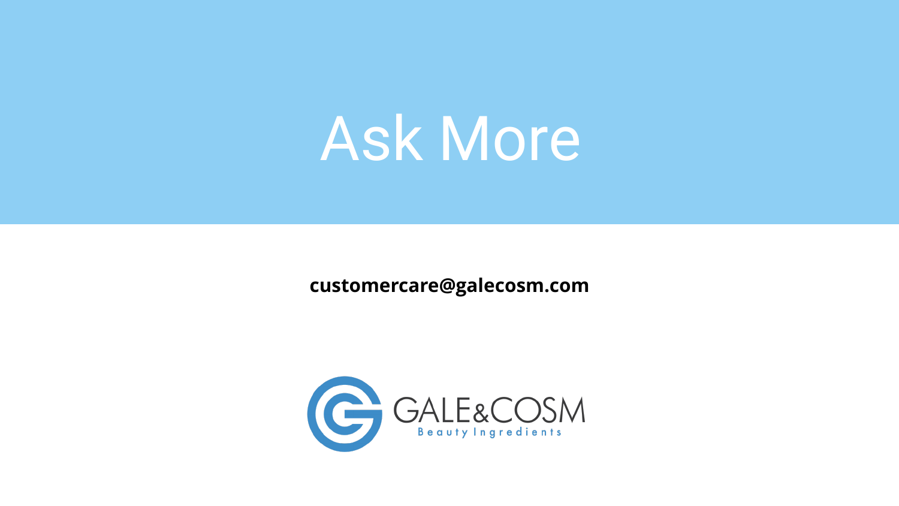# Ask More

**customercare@galecosm.com**

GALE&COSM

Beauty Ingredients